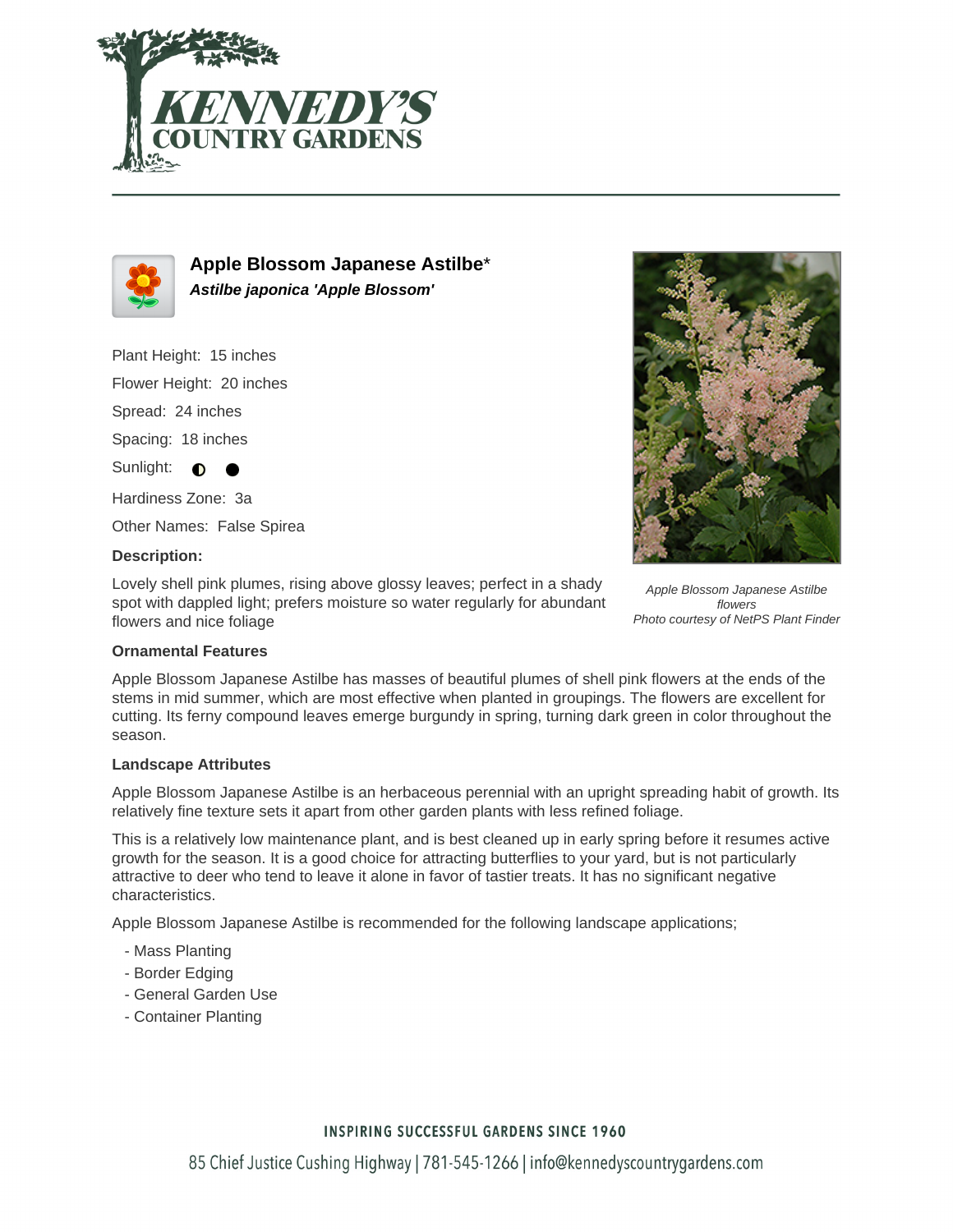# Apple Blossom Japanese Astilbe*

***Astilbe japonica 'Apple Blossom'***

Plant Height: 15 inches

Flower Height: 20 inches

Spread: 24 inches

Spacing: 18 inches

Sunlight: ◐ ●

Hardiness Zone: 3a

Other Names: False Spirea

**Description:**

Lovely shell pink plumes, rising above glossy leaves; perfect in a shady spot with dappled light; prefers moisture so water regularly for abundant flowers and nice foliage

*Apple Blossom Japanese Astilbe flowers*
*Photo courtesy of NetPS Plant Finder*

### Ornamental Features

Apple Blossom Japanese Astilbe has masses of beautiful plumes of shell pink flowers at the ends of the stems in mid summer, which are most effective when planted in groupings. The flowers are excellent for cutting. Its ferny compound leaves emerge burgundy in spring, turning dark green in color throughout the season.

### Landscape Attributes

Apple Blossom Japanese Astilbe is an herbaceous perennial with an upright spreading habit of growth. Its relatively fine texture sets it apart from other garden plants with less refined foliage.

This is a relatively low maintenance plant, and is best cleaned up in early spring before it resumes active growth for the season. It is a good choice for attracting butterflies to your yard, but is not particularly attractive to deer who tend to leave it alone in favor of tastier treats. It has no significant negative characteristics.

Apple Blossom Japanese Astilbe is recommended for the following landscape applications;

- Mass Planting
- Border Edging
- General Garden Use
- Container Planting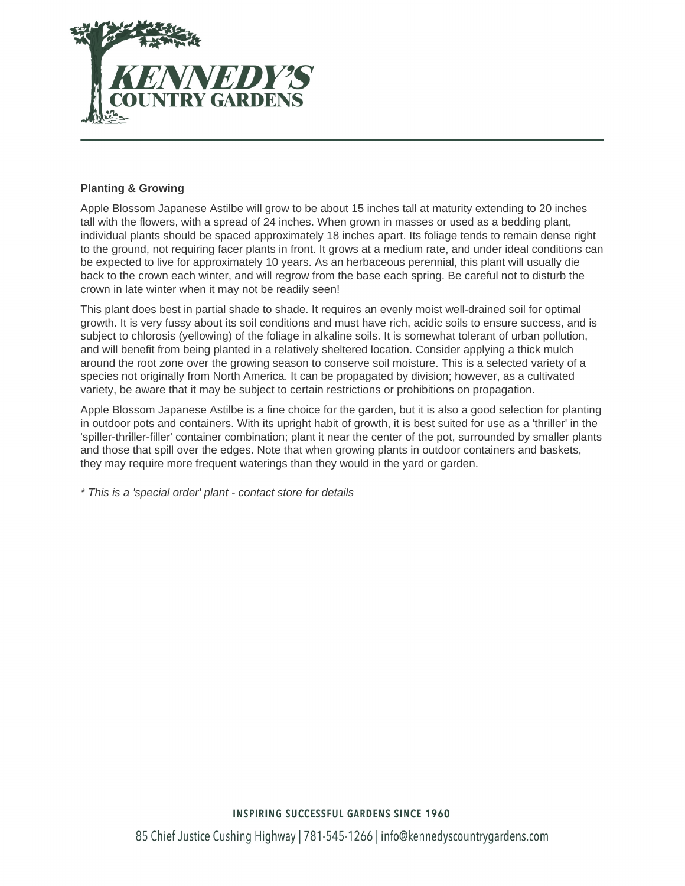**Planting & Growing**

Apple Blossom Japanese Astilbe will grow to be about 15 inches tall at maturity extending to 20 inches tall with the flowers, with a spread of 24 inches. When grown in masses or used as a bedding plant, individual plants should be spaced approximately 18 inches apart. Its foliage tends to remain dense right to the ground, not requiring facer plants in front. It grows at a medium rate, and under ideal conditions can be expected to live for approximately 10 years. As an herbaceous perennial, this plant will usually die back to the crown each winter, and will regrow from the base each spring. Be careful not to disturb the crown in late winter when it may not be readily seen!

This plant does best in partial shade to shade. It requires an evenly moist well-drained soil for optimal growth. It is very fussy about its soil conditions and must have rich, acidic soils to ensure success, and is subject to chlorosis (yellowing) of the foliage in alkaline soils. It is somewhat tolerant of urban pollution, and will benefit from being planted in a relatively sheltered location. Consider applying a thick mulch around the root zone over the growing season to conserve soil moisture. This is a selected variety of a species not originally from North America. It can be propagated by division; however, as a cultivated variety, be aware that it may be subject to certain restrictions or prohibitions on propagation.

Apple Blossom Japanese Astilbe is a fine choice for the garden, but it is also a good selection for planting in outdoor pots and containers. With its upright habit of growth, it is best suited for use as a 'thriller' in the 'spiller-thriller-filler' container combination; plant it near the center of the pot, surrounded by smaller plants and those that spill over the edges. Note that when growing plants in outdoor containers and baskets, they may require more frequent waterings than they would in the yard or garden.

*\* This is a 'special order' plant - contact store for details*